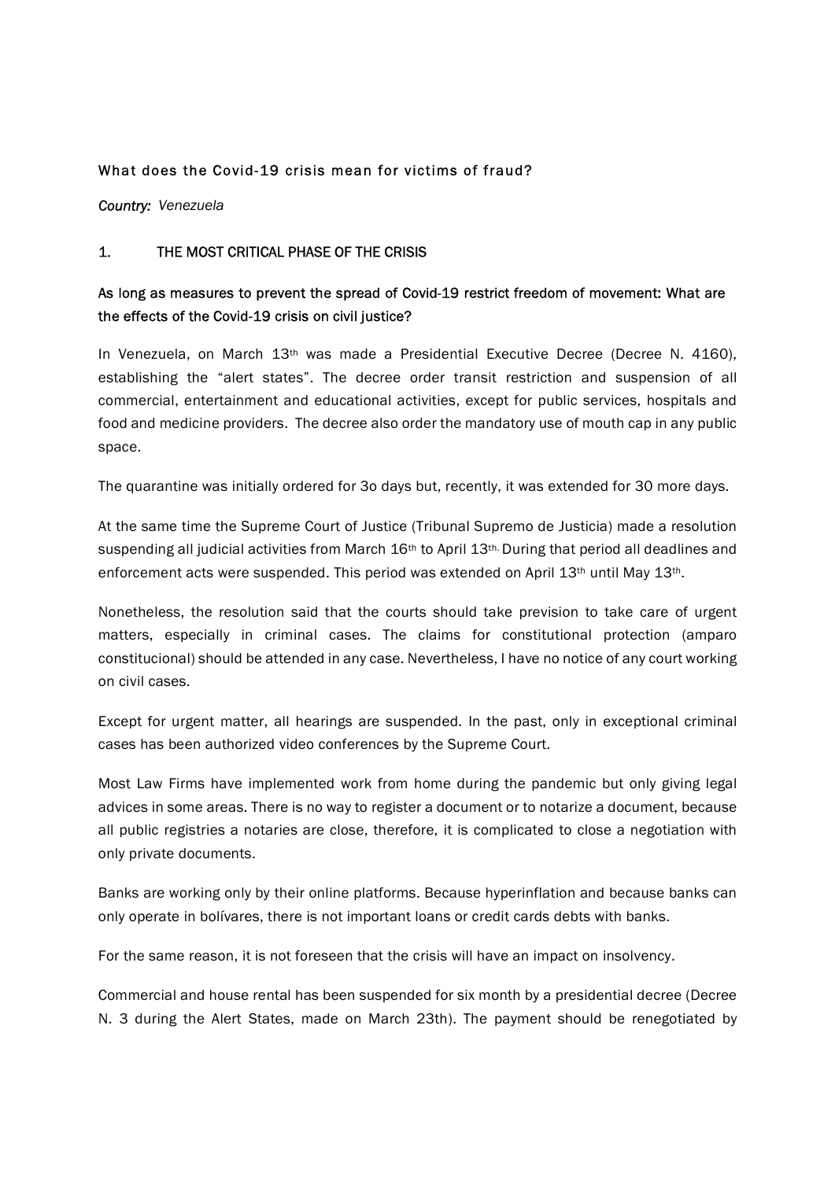## What does the Covid-19 crisis mean for victims of fraud?

***Country:*** *Venezuela*

### 1. THE MOST CRITICAL PHASE OF THE CRISIS

**As long as measures to prevent the spread of Covid-19 restrict freedom of movement: What are the effects of the Covid-19 crisis on civil justice?**

In Venezuela, on March 13th was made a Presidential Executive Decree (Decree N. 4160), establishing the "alert states". The decree order transit restriction and suspension of all commercial, entertainment and educational activities, except for public services, hospitals and food and medicine providers. The decree also order the mandatory use of mouth cap in any public space.

The quarantine was initially ordered for 3o days but, recently, it was extended for 30 more days.

At the same time the Supreme Court of Justice (Tribunal Supremo de Justicia) made a resolution suspending all judicial activities from March 16th to April 13th. During that period all deadlines and enforcement acts were suspended. This period was extended on April 13th until May 13th.

Nonetheless, the resolution said that the courts should take prevision to take care of urgent matters, especially in criminal cases. The claims for constitutional protection (amparo constitucional) should be attended in any case. Nevertheless, I have no notice of any court working on civil cases.

Except for urgent matter, all hearings are suspended. In the past, only in exceptional criminal cases has been authorized video conferences by the Supreme Court.

Most Law Firms have implemented work from home during the pandemic but only giving legal advices in some areas. There is no way to register a document or to notarize a document, because all public registries a notaries are close, therefore, it is complicated to close a negotiation with only private documents.

Banks are working only by their online platforms. Because hyperinflation and because banks can only operate in bolívares, there is not important loans or credit cards debts with banks.

For the same reason, it is not foreseen that the crisis will have an impact on insolvency.

Commercial and house rental has been suspended for six month by a presidential decree (Decree N. 3 during the Alert States, made on March 23th). The payment should be renegotiated by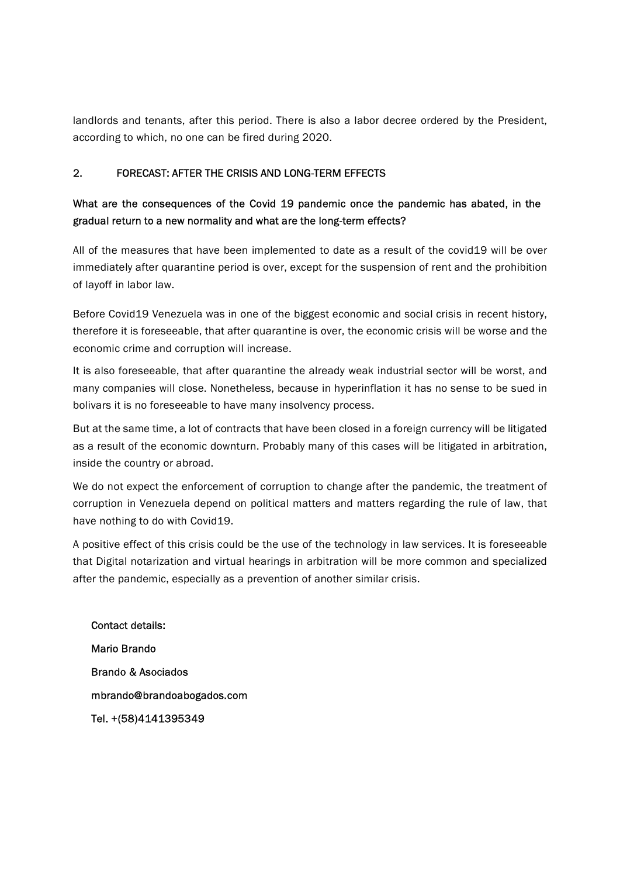landlords and tenants, after this period. There is also a labor decree ordered by the President, according to which, no one can be fired during 2020.

## 2. FORECAST: AFTER THE CRISIS AND LONG-TERM EFFECTS

**What are the consequences of the Covid 19 pandemic once the pandemic has abated, in the gradual return to a new normality and what are the long-term effects?**

All of the measures that have been implemented to date as a result of the covid19 will be over immediately after quarantine period is over, except for the suspension of rent and the prohibition of layoff in labor law.

Before Covid19 Venezuela was in one of the biggest economic and social crisis in recent history, therefore it is foreseeable, that after quarantine is over, the economic crisis will be worse and the economic crime and corruption will increase.

It is also foreseeable, that after quarantine the already weak industrial sector will be worst, and many companies will close. Nonetheless, because in hyperinflation it has no sense to be sued in bolivars it is no foreseeable to have many insolvency process.

But at the same time, a lot of contracts that have been closed in a foreign currency will be litigated as a result of the economic downturn. Probably many of this cases will be litigated in arbitration, inside the country or abroad.

We do not expect the enforcement of corruption to change after the pandemic, the treatment of corruption in Venezuela depend on political matters and matters regarding the rule of law, that have nothing to do with Covid19.

A positive effect of this crisis could be the use of the technology in law services. It is foreseeable that Digital notarization and virtual hearings in arbitration will be more common and specialized after the pandemic, especially as a prevention of another similar crisis.

**Contact details:**

**Mario Brando**

**Brando & Asociados**

**mbrando@brandoabogados.com**

**Tel. +(58)4141395349**